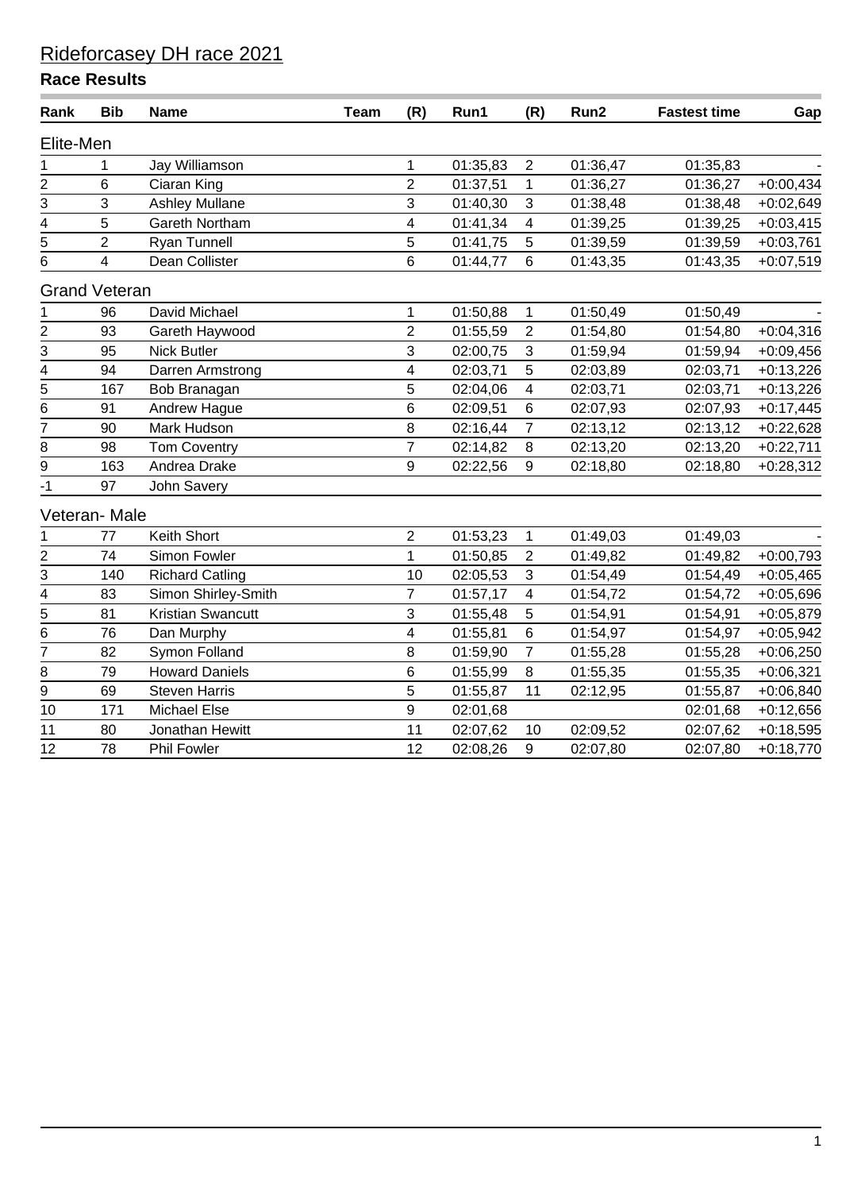# Rideforcasey DH race 2021

## Race Results

| Rank | Bib | Name | Team | (R) | Run1 | (R) | Run2 | Fastest time | Gap |
|---|---|---|---|---|---|---|---|---|---|
| **Elite-Men** | | | | | | | | | |
| 1 | 1 | Jay Williamson | | 1 | 01:35,83 | 2 | 01:36,47 | 01:35,83 | - |
| 2 | 6 | Ciaran King | | 2 | 01:37,51 | 1 | 01:36,27 | 01:36,27 | +0:00,434 |
| 3 | 3 | Ashley Mullane | | 3 | 01:40,30 | 3 | 01:38,48 | 01:38,48 | +0:02,649 |
| 4 | 5 | Gareth Northam | | 4 | 01:41,34 | 4 | 01:39,25 | 01:39,25 | +0:03,415 |
| 5 | 2 | Ryan Tunnell | | 5 | 01:41,75 | 5 | 01:39,59 | 01:39,59 | +0:03,761 |
| 6 | 4 | Dean Collister | | 6 | 01:44,77 | 6 | 01:43,35 | 01:43,35 | +0:07,519 |
| **Grand Veteran** | | | | | | | | | |
| 1 | 96 | David Michael | | 1 | 01:50,88 | 1 | 01:50,49 | 01:50,49 | - |
| 2 | 93 | Gareth Haywood | | 2 | 01:55,59 | 2 | 01:54,80 | 01:54,80 | +0:04,316 |
| 3 | 95 | Nick Butler | | 3 | 02:00,75 | 3 | 01:59,94 | 01:59,94 | +0:09,456 |
| 4 | 94 | Darren Armstrong | | 4 | 02:03,71 | 5 | 02:03,89 | 02:03,71 | +0:13,226 |
| 5 | 167 | Bob Branagan | | 5 | 02:04,06 | 4 | 02:03,71 | 02:03,71 | +0:13,226 |
| 6 | 91 | Andrew Hague | | 6 | 02:09,51 | 6 | 02:07,93 | 02:07,93 | +0:17,445 |
| 7 | 90 | Mark Hudson | | 8 | 02:16,44 | 7 | 02:13,12 | 02:13,12 | +0:22,628 |
| 8 | 98 | Tom Coventry | | 7 | 02:14,82 | 8 | 02:13,20 | 02:13,20 | +0:22,711 |
| 9 | 163 | Andrea Drake | | 9 | 02:22,56 | 9 | 02:18,80 | 02:18,80 | +0:28,312 |
| -1 | 97 | John Savery | | | | | | | |
| **Veteran- Male** | | | | | | | | | |
| 1 | 77 | Keith Short | | 2 | 01:53,23 | 1 | 01:49,03 | 01:49,03 | - |
| 2 | 74 | Simon Fowler | | 1 | 01:50,85 | 2 | 01:49,82 | 01:49,82 | +0:00,793 |
| 3 | 140 | Richard Catling | | 10 | 02:05,53 | 3 | 01:54,49 | 01:54,49 | +0:05,465 |
| 4 | 83 | Simon Shirley-Smith | | 7 | 01:57,17 | 4 | 01:54,72 | 01:54,72 | +0:05,696 |
| 5 | 81 | Kristian Swancutt | | 3 | 01:55,48 | 5 | 01:54,91 | 01:54,91 | +0:05,879 |
| 6 | 76 | Dan Murphy | | 4 | 01:55,81 | 6 | 01:54,97 | 01:54,97 | +0:05,942 |
| 7 | 82 | Symon Folland | | 8 | 01:59,90 | 7 | 01:55,28 | 01:55,28 | +0:06,250 |
| 8 | 79 | Howard Daniels | | 6 | 01:55,99 | 8 | 01:55,35 | 01:55,35 | +0:06,321 |
| 9 | 69 | Steven Harris | | 5 | 01:55,87 | 11 | 02:12,95 | 01:55,87 | +0:06,840 |
| 10 | 171 | Michael Else | | 9 | 02:01,68 | | | 02:01,68 | +0:12,656 |
| 11 | 80 | Jonathan Hewitt | | 11 | 02:07,62 | 10 | 02:09,52 | 02:07,62 | +0:18,595 |
| 12 | 78 | Phil Fowler | | 12 | 02:08,26 | 9 | 02:07,80 | 02:07,80 | +0:18,770 |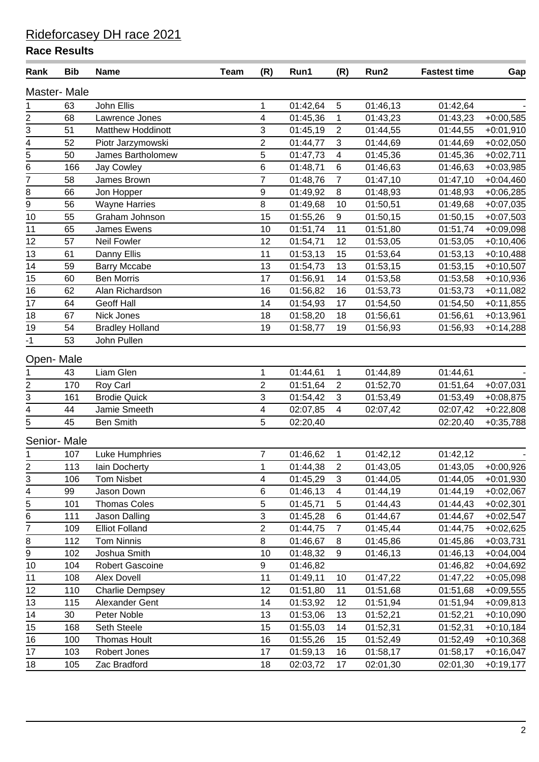# Rideforcasey DH race 2021

## Race Results

| Rank | Bib | Name | Team | (R) | Run1 | (R) | Run2 | Fastest time | Gap |
|---|---|---|---|---|---|---|---|---|---|
| **Master- Male** | | | | | | | | | |
| 1 | 63 | John Ellis | | 1 | 01:42,64 | 5 | 01:46,13 | 01:42,64 | - |
| 2 | 68 | Lawrence Jones | | 4 | 01:45,36 | 1 | 01:43,23 | 01:43,23 | +0:00,585 |
| 3 | 51 | Matthew Hoddinott | | 3 | 01:45,19 | 2 | 01:44,55 | 01:44,55 | +0:01,910 |
| 4 | 52 | Piotr Jarzymowski | | 2 | 01:44,77 | 3 | 01:44,69 | 01:44,69 | +0:02,050 |
| 5 | 50 | James Bartholomew | | 5 | 01:47,73 | 4 | 01:45,36 | 01:45,36 | +0:02,711 |
| 6 | 166 | Jay Cowley | | 6 | 01:48,71 | 6 | 01:46,63 | 01:46,63 | +0:03,985 |
| 7 | 58 | James Brown | | 7 | 01:48,76 | 7 | 01:47,10 | 01:47,10 | +0:04,460 |
| 8 | 66 | Jon Hopper | | 9 | 01:49,92 | 8 | 01:48,93 | 01:48,93 | +0:06,285 |
| 9 | 56 | Wayne Harries | | 8 | 01:49,68 | 10 | 01:50,51 | 01:49,68 | +0:07,035 |
| 10 | 55 | Graham Johnson | | 15 | 01:55,26 | 9 | 01:50,15 | 01:50,15 | +0:07,503 |
| 11 | 65 | James Ewens | | 10 | 01:51,74 | 11 | 01:51,80 | 01:51,74 | +0:09,098 |
| 12 | 57 | Neil Fowler | | 12 | 01:54,71 | 12 | 01:53,05 | 01:53,05 | +0:10,406 |
| 13 | 61 | Danny Ellis | | 11 | 01:53,13 | 15 | 01:53,64 | 01:53,13 | +0:10,488 |
| 14 | 59 | Barry Mccabe | | 13 | 01:54,73 | 13 | 01:53,15 | 01:53,15 | +0:10,507 |
| 15 | 60 | Ben Morris | | 17 | 01:56,91 | 14 | 01:53,58 | 01:53,58 | +0:10,936 |
| 16 | 62 | Alan Richardson | | 16 | 01:56,82 | 16 | 01:53,73 | 01:53,73 | +0:11,082 |
| 17 | 64 | Geoff Hall | | 14 | 01:54,93 | 17 | 01:54,50 | 01:54,50 | +0:11,855 |
| 18 | 67 | Nick Jones | | 18 | 01:58,20 | 18 | 01:56,61 | 01:56,61 | +0:13,961 |
| 19 | 54 | Bradley Holland | | 19 | 01:58,77 | 19 | 01:56,93 | 01:56,93 | +0:14,288 |
| -1 | 53 | John Pullen | | | | | | | |
| **Open- Male** | | | | | | | | | |
| 1 | 43 | Liam Glen | | 1 | 01:44,61 | 1 | 01:44,89 | 01:44,61 | - |
| 2 | 170 | Roy Carl | | 2 | 01:51,64 | 2 | 01:52,70 | 01:51,64 | +0:07,031 |
| 3 | 161 | Brodie Quick | | 3 | 01:54,42 | 3 | 01:53,49 | 01:53,49 | +0:08,875 |
| 4 | 44 | Jamie Smeeth | | 4 | 02:07,85 | 4 | 02:07,42 | 02:07,42 | +0:22,808 |
| 5 | 45 | Ben Smith | | 5 | 02:20,40 | | | 02:20,40 | +0:35,788 |
| **Senior- Male** | | | | | | | | | |
| 1 | 107 | Luke Humphries | | 7 | 01:46,62 | 1 | 01:42,12 | 01:42,12 | - |
| 2 | 113 | Iain Docherty | | 1 | 01:44,38 | 2 | 01:43,05 | 01:43,05 | +0:00,926 |
| 3 | 106 | Tom Nisbet | | 4 | 01:45,29 | 3 | 01:44,05 | 01:44,05 | +0:01,930 |
| 4 | 99 | Jason Down | | 6 | 01:46,13 | 4 | 01:44,19 | 01:44,19 | +0:02,067 |
| 5 | 101 | Thomas Coles | | 5 | 01:45,71 | 5 | 01:44,43 | 01:44,43 | +0:02,301 |
| 6 | 111 | Jason Dalling | | 3 | 01:45,28 | 6 | 01:44,67 | 01:44,67 | +0:02,547 |
| 7 | 109 | Elliot Folland | | 2 | 01:44,75 | 7 | 01:45,44 | 01:44,75 | +0:02,625 |
| 8 | 112 | Tom Ninnis | | 8 | 01:46,67 | 8 | 01:45,86 | 01:45,86 | +0:03,731 |
| 9 | 102 | Joshua Smith | | 10 | 01:48,32 | 9 | 01:46,13 | 01:46,13 | +0:04,004 |
| 10 | 104 | Robert Gascoine | | 9 | 01:46,82 | | | 01:46,82 | +0:04,692 |
| 11 | 108 | Alex Dovell | | 11 | 01:49,11 | 10 | 01:47,22 | 01:47,22 | +0:05,098 |
| 12 | 110 | Charlie Dempsey | | 12 | 01:51,80 | 11 | 01:51,68 | 01:51,68 | +0:09,555 |
| 13 | 115 | Alexander Gent | | 14 | 01:53,92 | 12 | 01:51,94 | 01:51,94 | +0:09,813 |
| 14 | 30 | Peter Noble | | 13 | 01:53,06 | 13 | 01:52,21 | 01:52,21 | +0:10,090 |
| 15 | 168 | Seth Steele | | 15 | 01:55,03 | 14 | 01:52,31 | 01:52,31 | +0:10,184 |
| 16 | 100 | Thomas Hoult | | 16 | 01:55,26 | 15 | 01:52,49 | 01:52,49 | +0:10,368 |
| 17 | 103 | Robert Jones | | 17 | 01:59,13 | 16 | 01:58,17 | 01:58,17 | +0:16,047 |
| 18 | 105 | Zac Bradford | | 18 | 02:03,72 | 17 | 02:01,30 | 02:01,30 | +0:19,177 |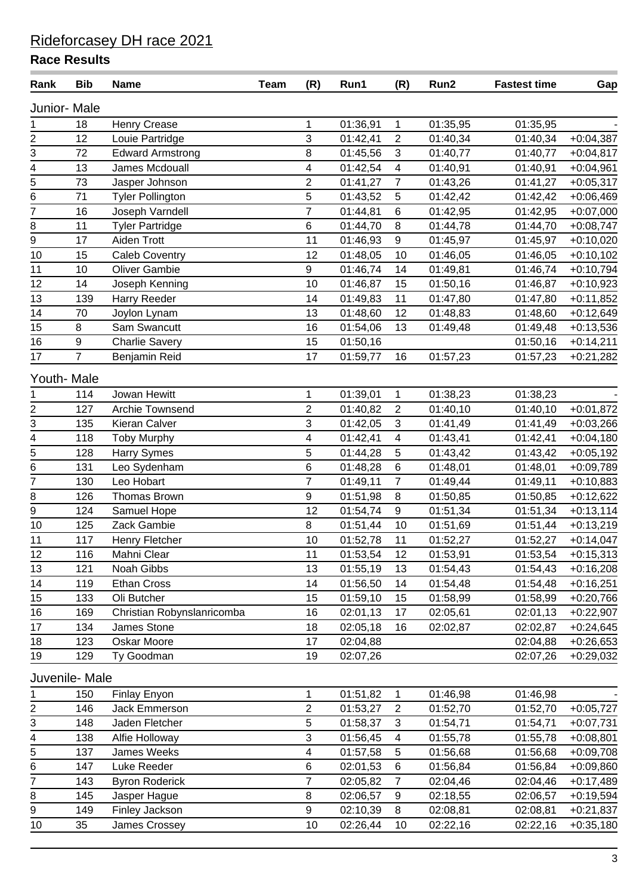# Rideforcasey DH race 2021

## Race Results

| Rank | Bib | Name | Team | (R) | Run1 | (R) | Run2 | Fastest time | Gap |
|---|---|---|---|---|---|---|---|---|---|
| **Junior- Male** | | | | | | | | | |
| 1 | 18 | Henry Crease | | 1 | 01:36,91 | 1 | 01:35,95 | 01:35,95 | - |
| 2 | 12 | Louie Partridge | | 3 | 01:42,41 | 2 | 01:40,34 | 01:40,34 | +0:04,387 |
| 3 | 72 | Edward Armstrong | | 8 | 01:45,56 | 3 | 01:40,77 | 01:40,77 | +0:04,817 |
| 4 | 13 | James Mcdouall | | 4 | 01:42,54 | 4 | 01:40,91 | 01:40,91 | +0:04,961 |
| 5 | 73 | Jasper Johnson | | 2 | 01:41,27 | 7 | 01:43,26 | 01:41,27 | +0:05,317 |
| 6 | 71 | Tyler Pollington | | 5 | 01:43,52 | 5 | 01:42,42 | 01:42,42 | +0:06,469 |
| 7 | 16 | Joseph Varndell | | 7 | 01:44,81 | 6 | 01:42,95 | 01:42,95 | +0:07,000 |
| 8 | 11 | Tyler Partridge | | 6 | 01:44,70 | 8 | 01:44,78 | 01:44,70 | +0:08,747 |
| 9 | 17 | Aiden Trott | | 11 | 01:46,93 | 9 | 01:45,97 | 01:45,97 | +0:10,020 |
| 10 | 15 | Caleb Coventry | | 12 | 01:48,05 | 10 | 01:46,05 | 01:46,05 | +0:10,102 |
| 11 | 10 | Oliver Gambie | | 9 | 01:46,74 | 14 | 01:49,81 | 01:46,74 | +0:10,794 |
| 12 | 14 | Joseph Kenning | | 10 | 01:46,87 | 15 | 01:50,16 | 01:46,87 | +0:10,923 |
| 13 | 139 | Harry Reeder | | 14 | 01:49,83 | 11 | 01:47,80 | 01:47,80 | +0:11,852 |
| 14 | 70 | Joylon Lynam | | 13 | 01:48,60 | 12 | 01:48,83 | 01:48,60 | +0:12,649 |
| 15 | 8 | Sam Swancutt | | 16 | 01:54,06 | 13 | 01:49,48 | 01:49,48 | +0:13,536 |
| 16 | 9 | Charlie Savery | | 15 | 01:50,16 | | | 01:50,16 | +0:14,211 |
| 17 | 7 | Benjamin Reid | | 17 | 01:59,77 | 16 | 01:57,23 | 01:57,23 | +0:21,282 |
| **Youth- Male** | | | | | | | | | |
| 1 | 114 | Jowan Hewitt | | 1 | 01:39,01 | 1 | 01:38,23 | 01:38,23 | - |
| 2 | 127 | Archie Townsend | | 2 | 01:40,82 | 2 | 01:40,10 | 01:40,10 | +0:01,872 |
| 3 | 135 | Kieran Calver | | 3 | 01:42,05 | 3 | 01:41,49 | 01:41,49 | +0:03,266 |
| 4 | 118 | Toby Murphy | | 4 | 01:42,41 | 4 | 01:43,41 | 01:42,41 | +0:04,180 |
| 5 | 128 | Harry Symes | | 5 | 01:44,28 | 5 | 01:43,42 | 01:43,42 | +0:05,192 |
| 6 | 131 | Leo Sydenham | | 6 | 01:48,28 | 6 | 01:48,01 | 01:48,01 | +0:09,789 |
| 7 | 130 | Leo Hobart | | 7 | 01:49,11 | 7 | 01:49,44 | 01:49,11 | +0:10,883 |
| 8 | 126 | Thomas Brown | | 9 | 01:51,98 | 8 | 01:50,85 | 01:50,85 | +0:12,622 |
| 9 | 124 | Samuel Hope | | 12 | 01:54,74 | 9 | 01:51,34 | 01:51,34 | +0:13,114 |
| 10 | 125 | Zack Gambie | | 8 | 01:51,44 | 10 | 01:51,69 | 01:51,44 | +0:13,219 |
| 11 | 117 | Henry Fletcher | | 10 | 01:52,78 | 11 | 01:52,27 | 01:52,27 | +0:14,047 |
| 12 | 116 | Mahni Clear | | 11 | 01:53,54 | 12 | 01:53,91 | 01:53,54 | +0:15,313 |
| 13 | 121 | Noah Gibbs | | 13 | 01:55,19 | 13 | 01:54,43 | 01:54,43 | +0:16,208 |
| 14 | 119 | Ethan Cross | | 14 | 01:56,50 | 14 | 01:54,48 | 01:54,48 | +0:16,251 |
| 15 | 133 | Oli Butcher | | 15 | 01:59,10 | 15 | 01:58,99 | 01:58,99 | +0:20,766 |
| 16 | 169 | Christian Robynslanricomba | | 16 | 02:01,13 | 17 | 02:05,61 | 02:01,13 | +0:22,907 |
| 17 | 134 | James Stone | | 18 | 02:05,18 | 16 | 02:02,87 | 02:02,87 | +0:24,645 |
| 18 | 123 | Oskar Moore | | 17 | 02:04,88 | | | 02:04,88 | +0:26,653 |
| 19 | 129 | Ty Goodman | | 19 | 02:07,26 | | | 02:07,26 | +0:29,032 |
| **Juvenile- Male** | | | | | | | | | |
| 1 | 150 | Finlay Enyon | | 1 | 01:51,82 | 1 | 01:46,98 | 01:46,98 | - |
| 2 | 146 | Jack Emmerson | | 2 | 01:53,27 | 2 | 01:52,70 | 01:52,70 | +0:05,727 |
| 3 | 148 | Jaden Fletcher | | 5 | 01:58,37 | 3 | 01:54,71 | 01:54,71 | +0:07,731 |
| 4 | 138 | Alfie Holloway | | 3 | 01:56,45 | 4 | 01:55,78 | 01:55,78 | +0:08,801 |
| 5 | 137 | James Weeks | | 4 | 01:57,58 | 5 | 01:56,68 | 01:56,68 | +0:09,708 |
| 6 | 147 | Luke Reeder | | 6 | 02:01,53 | 6 | 01:56,84 | 01:56,84 | +0:09,860 |
| 7 | 143 | Byron Roderick | | 7 | 02:05,82 | 7 | 02:04,46 | 02:04,46 | +0:17,489 |
| 8 | 145 | Jasper Hague | | 8 | 02:06,57 | 9 | 02:18,55 | 02:06,57 | +0:19,594 |
| 9 | 149 | Finley Jackson | | 9 | 02:10,39 | 8 | 02:08,81 | 02:08,81 | +0:21,837 |
| 10 | 35 | James Crossey | | 10 | 02:26,44 | 10 | 02:22,16 | 02:22,16 | +0:35,180 |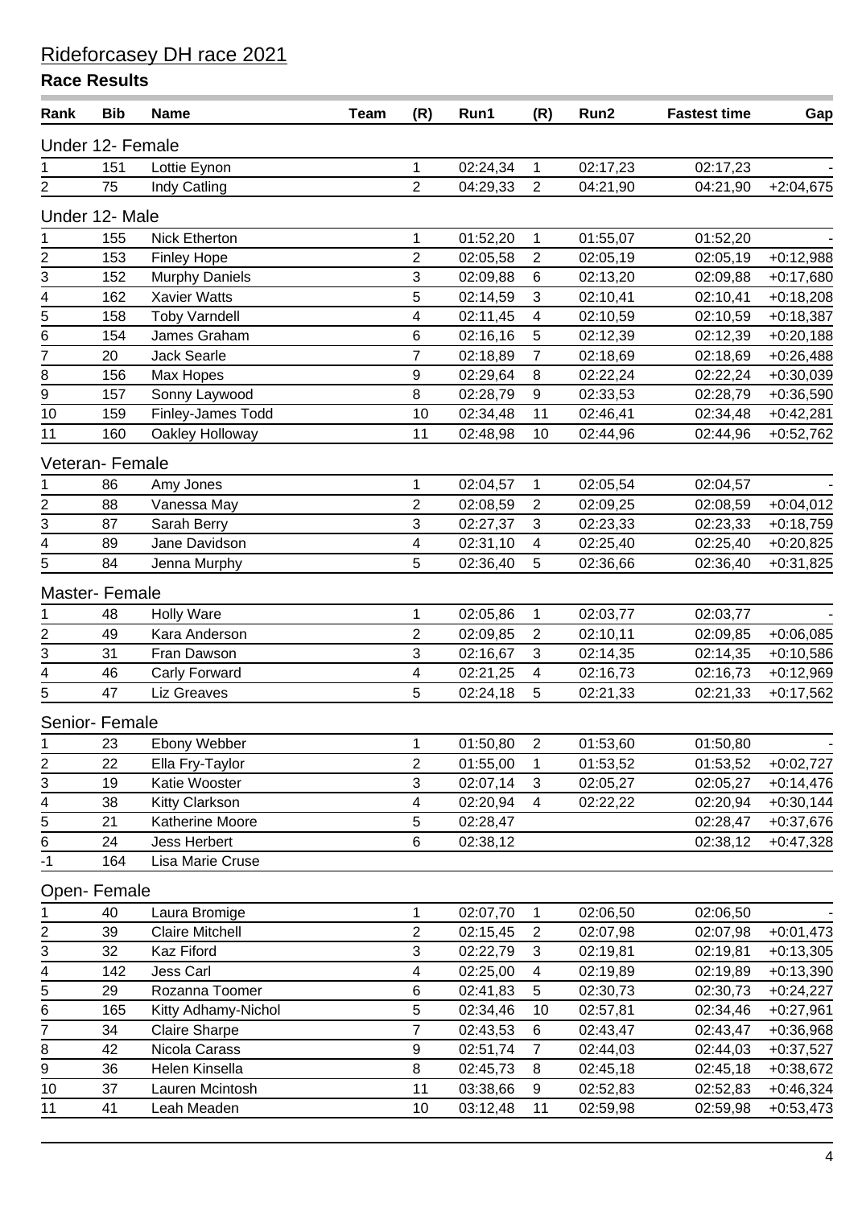# Rideforcasey DH race 2021

## Race Results

| Rank | Bib | Name | Team | (R) | Run1 | (R) | Run2 | Fastest time | Gap |
|---|---|---|---|---|---|---|---|---|---|
| **Under 12- Female** | | | | | | | | | |
| 1 | 151 | Lottie Eynon | | 1 | 02:24,34 | 1 | 02:17,23 | 02:17,23 | - |
| 2 | 75 | Indy Catling | | 2 | 04:29,33 | 2 | 04:21,90 | 04:21,90 | +2:04,675 |
| **Under 12- Male** | | | | | | | | | |
| 1 | 155 | Nick Etherton | | 1 | 01:52,20 | 1 | 01:55,07 | 01:52,20 | - |
| 2 | 153 | Finley Hope | | 2 | 02:05,58 | 2 | 02:05,19 | 02:05,19 | +0:12,988 |
| 3 | 152 | Murphy Daniels | | 3 | 02:09,88 | 6 | 02:13,20 | 02:09,88 | +0:17,680 |
| 4 | 162 | Xavier Watts | | 5 | 02:14,59 | 3 | 02:10,41 | 02:10,41 | +0:18,208 |
| 5 | 158 | Toby Varndell | | 4 | 02:11,45 | 4 | 02:10,59 | 02:10,59 | +0:18,387 |
| 6 | 154 | James Graham | | 6 | 02:16,16 | 5 | 02:12,39 | 02:12,39 | +0:20,188 |
| 7 | 20 | Jack Searle | | 7 | 02:18,89 | 7 | 02:18,69 | 02:18,69 | +0:26,488 |
| 8 | 156 | Max Hopes | | 9 | 02:29,64 | 8 | 02:22,24 | 02:22,24 | +0:30,039 |
| 9 | 157 | Sonny Laywood | | 8 | 02:28,79 | 9 | 02:33,53 | 02:28,79 | +0:36,590 |
| 10 | 159 | Finley-James Todd | | 10 | 02:34,48 | 11 | 02:46,41 | 02:34,48 | +0:42,281 |
| 11 | 160 | Oakley Holloway | | 11 | 02:48,98 | 10 | 02:44,96 | 02:44,96 | +0:52,762 |
| **Veteran- Female** | | | | | | | | | |
| 1 | 86 | Amy Jones | | 1 | 02:04,57 | 1 | 02:05,54 | 02:04,57 | - |
| 2 | 88 | Vanessa May | | 2 | 02:08,59 | 2 | 02:09,25 | 02:08,59 | +0:04,012 |
| 3 | 87 | Sarah Berry | | 3 | 02:27,37 | 3 | 02:23,33 | 02:23,33 | +0:18,759 |
| 4 | 89 | Jane Davidson | | 4 | 02:31,10 | 4 | 02:25,40 | 02:25,40 | +0:20,825 |
| 5 | 84 | Jenna Murphy | | 5 | 02:36,40 | 5 | 02:36,66 | 02:36,40 | +0:31,825 |
| **Master- Female** | | | | | | | | | |
| 1 | 48 | Holly Ware | | 1 | 02:05,86 | 1 | 02:03,77 | 02:03,77 | - |
| 2 | 49 | Kara Anderson | | 2 | 02:09,85 | 2 | 02:10,11 | 02:09,85 | +0:06,085 |
| 3 | 31 | Fran Dawson | | 3 | 02:16,67 | 3 | 02:14,35 | 02:14,35 | +0:10,586 |
| 4 | 46 | Carly Forward | | 4 | 02:21,25 | 4 | 02:16,73 | 02:16,73 | +0:12,969 |
| 5 | 47 | Liz Greaves | | 5 | 02:24,18 | 5 | 02:21,33 | 02:21,33 | +0:17,562 |
| **Senior- Female** | | | | | | | | | |
| 1 | 23 | Ebony Webber | | 1 | 01:50,80 | 2 | 01:53,60 | 01:50,80 | - |
| 2 | 22 | Ella Fry-Taylor | | 2 | 01:55,00 | 1 | 01:53,52 | 01:53,52 | +0:02,727 |
| 3 | 19 | Katie Wooster | | 3 | 02:07,14 | 3 | 02:05,27 | 02:05,27 | +0:14,476 |
| 4 | 38 | Kitty Clarkson | | 4 | 02:20,94 | 4 | 02:22,22 | 02:20,94 | +0:30,144 |
| 5 | 21 | Katherine Moore | | 5 | 02:28,47 | | | 02:28,47 | +0:37,676 |
| 6 | 24 | Jess Herbert | | 6 | 02:38,12 | | | 02:38,12 | +0:47,328 |
| -1 | 164 | Lisa Marie Cruse | | | | | | | |
| **Open- Female** | | | | | | | | | |
| 1 | 40 | Laura Bromige | | 1 | 02:07,70 | 1 | 02:06,50 | 02:06,50 | - |
| 2 | 39 | Claire Mitchell | | 2 | 02:15,45 | 2 | 02:07,98 | 02:07,98 | +0:01,473 |
| 3 | 32 | Kaz Fiford | | 3 | 02:22,79 | 3 | 02:19,81 | 02:19,81 | +0:13,305 |
| 4 | 142 | Jess Carl | | 4 | 02:25,00 | 4 | 02:19,89 | 02:19,89 | +0:13,390 |
| 5 | 29 | Rozanna Toomer | | 6 | 02:41,83 | 5 | 02:30,73 | 02:30,73 | +0:24,227 |
| 6 | 165 | Kitty Adhamy-Nichol | | 5 | 02:34,46 | 10 | 02:57,81 | 02:34,46 | +0:27,961 |
| 7 | 34 | Claire Sharpe | | 7 | 02:43,53 | 6 | 02:43,47 | 02:43,47 | +0:36,968 |
| 8 | 42 | Nicola Carass | | 9 | 02:51,74 | 7 | 02:44,03 | 02:44,03 | +0:37,527 |
| 9 | 36 | Helen Kinsella | | 8 | 02:45,73 | 8 | 02:45,18 | 02:45,18 | +0:38,672 |
| 10 | 37 | Lauren Mcintosh | | 11 | 03:38,66 | 9 | 02:52,83 | 02:52,83 | +0:46,324 |
| 11 | 41 | Leah Meaden | | 10 | 03:12,48 | 11 | 02:59,98 | 02:59,98 | +0:53,473 |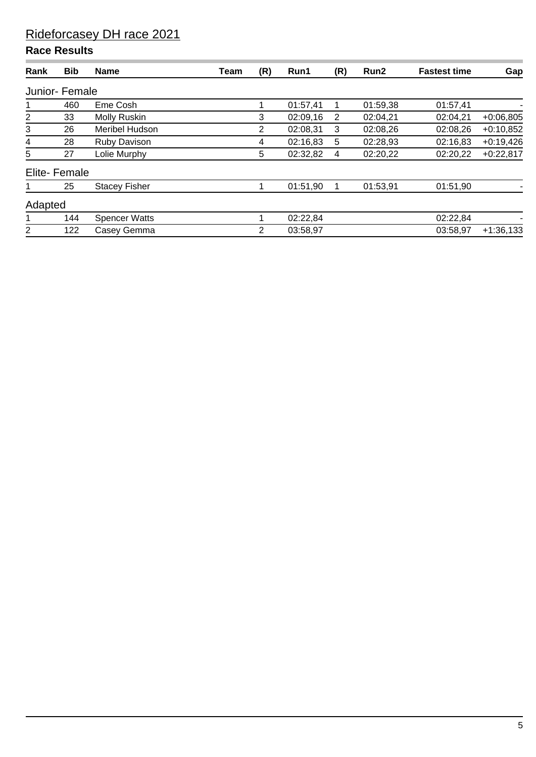# Rideforcasey DH race 2021

## Race Results

| Rank | Bib | Name | Team | (R) | Run1 | (R) | Run2 | Fastest time | Gap |
|---|---|---|---|---|---|---|---|---|---|
| **Junior- Female** | | | | | | | | | |
| 1 | 460 | Eme Cosh | | 1 | 01:57,41 | 1 | 01:59,38 | 01:57,41 | - |
| 2 | 33 | Molly Ruskin | | 3 | 02:09,16 | 2 | 02:04,21 | 02:04,21 | +0:06,805 |
| 3 | 26 | Meribel Hudson | | 2 | 02:08,31 | 3 | 02:08,26 | 02:08,26 | +0:10,852 |
| 4 | 28 | Ruby Davison | | 4 | 02:16,83 | 5 | 02:28,93 | 02:16,83 | +0:19,426 |
| 5 | 27 | Lolie Murphy | | 5 | 02:32,82 | 4 | 02:20,22 | 02:20,22 | +0:22,817 |
| **Elite- Female** | | | | | | | | | |
| 1 | 25 | Stacey Fisher | | 1 | 01:51,90 | 1 | 01:53,91 | 01:51,90 | - |
| **Adapted** | | | | | | | | | |
| 1 | 144 | Spencer Watts | | 1 | 02:22,84 | | | 02:22,84 | - |
| 2 | 122 | Casey Gemma | | 2 | 03:58,97 | | | 03:58,97 | +1:36,133 |